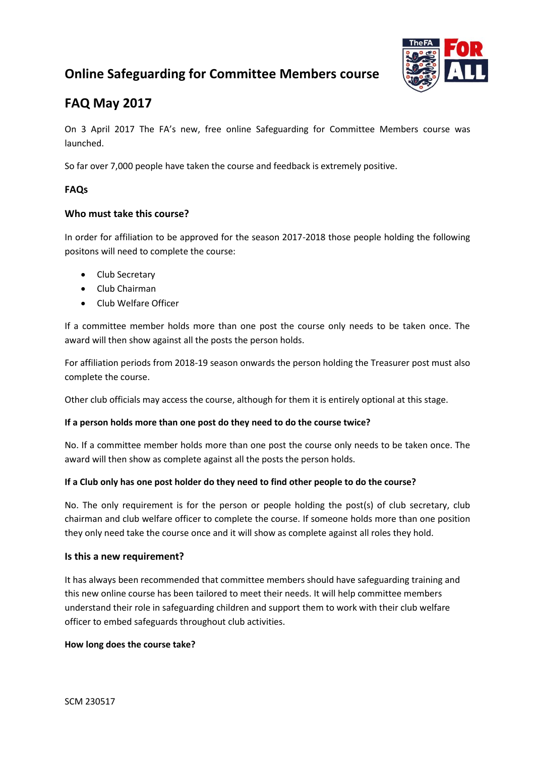# Online Safeguarding for Committee Members course

# FAQ May 2017

On 3 April 2017 The FA's new, free online Safeguarding for Committee Members course was launched.

So far over 7,000 people have taken the course and feedback is extremely positive.

**FAQs**

### Who must take this course?

In order for affiliation to be approved for the season 2017-2018 those people holding the following positons will need to complete the course:

- Club Secretary
- Club Chairman
- Club Welfare Officer

If a committee member holds more than one post the course only needs to be taken once. The award will then show against all the posts the person holds.

For affiliation periods from 2018-19 season onwards the person holding the Treasurer post must also complete the course.

Other club officials may access the course, although for them it is entirely optional at this stage.

**If a person holds more than one post do they need to do the course twice?**

No. If a committee member holds more than one post the course only needs to be taken once. The award will then show as complete against all the posts the person holds.

**If a Club only has one post holder do they need to find other people to do the course?**

No. The only requirement is for the person or people holding the post(s) of club secretary, club chairman and club welfare officer to complete the course. If someone holds more than one position they only need take the course once and it will show as complete against all roles they hold.

### Is this a new requirement?

It has always been recommended that committee members should have safeguarding training and this new online course has been tailored to meet their needs. It will help committee members understand their role in safeguarding children and support them to work with their club welfare officer to embed safeguards throughout club activities.

**How long does the course take?**

SCM 230517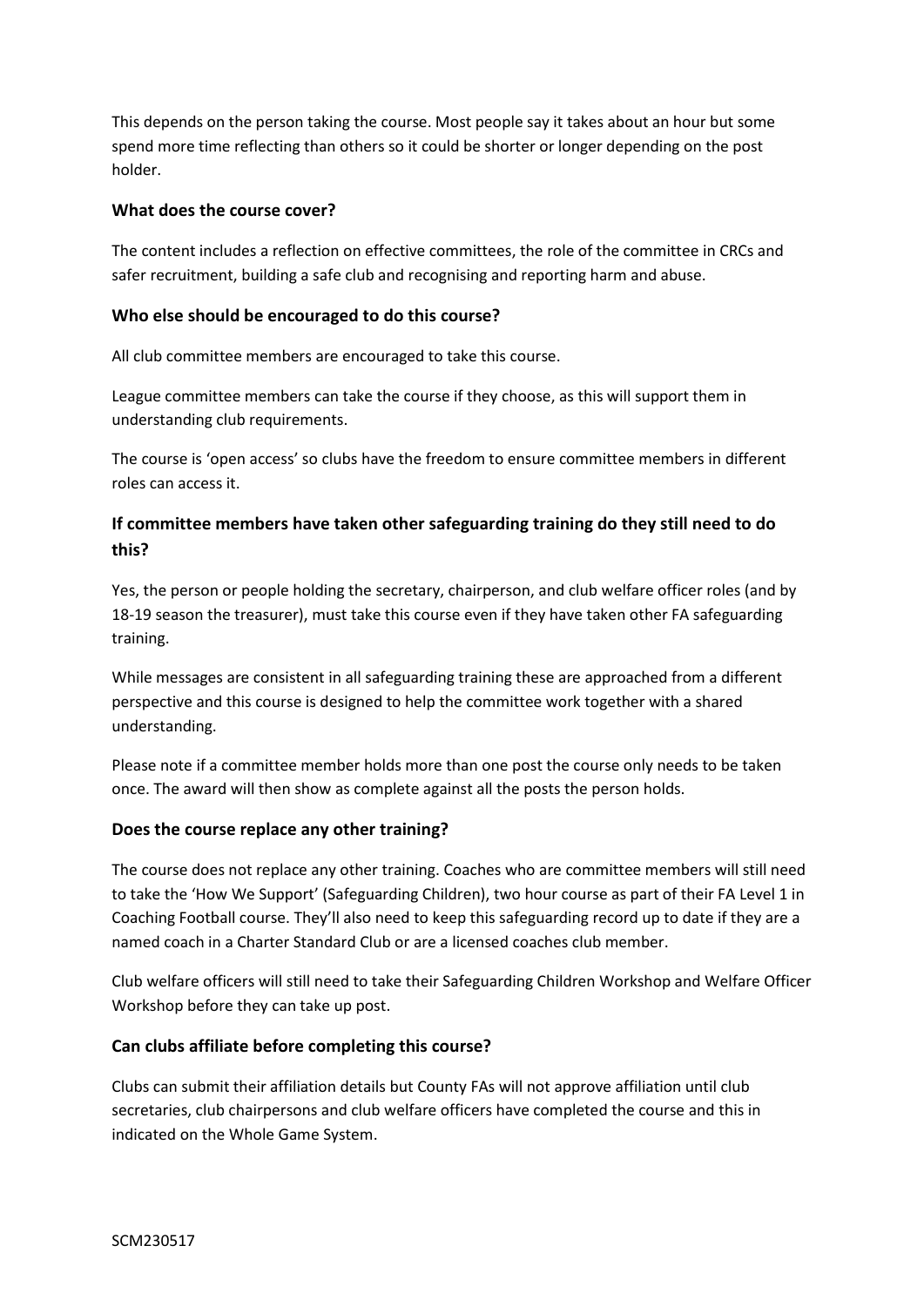This depends on the person taking the course. Most people say it takes about an hour but some spend more time reflecting than others so it could be shorter or longer depending on the post holder.

### What does the course cover?

The content includes a reflection on effective committees, the role of the committee in CRCs and safer recruitment, building a safe club and recognising and reporting harm and abuse.

### Who else should be encouraged to do this course?

All club committee members are encouraged to take this course.

League committee members can take the course if they choose, as this will support them in understanding club requirements.

The course is 'open access' so clubs have the freedom to ensure committee members in different roles can access it.

### If committee members have taken other safeguarding training do they still need to do this?

Yes, the person or people holding the secretary, chairperson, and club welfare officer roles (and by 18-19 season the treasurer), must take this course even if they have taken other FA safeguarding training.

While messages are consistent in all safeguarding training these are approached from a different perspective and this course is designed to help the committee work together with a shared understanding.

Please note if a committee member holds more than one post the course only needs to be taken once. The award will then show as complete against all the posts the person holds.

### Does the course replace any other training?

The course does not replace any other training. Coaches who are committee members will still need to take the 'How We Support' (Safeguarding Children), two hour course as part of their FA Level 1 in Coaching Football course. They'll also need to keep this safeguarding record up to date if they are a named coach in a Charter Standard Club or are a licensed coaches club member.

Club welfare officers will still need to take their Safeguarding Children Workshop and Welfare Officer Workshop before they can take up post.

### Can clubs affiliate before completing this course?

Clubs can submit their affiliation details but County FAs will not approve affiliation until club secretaries, club chairpersons and club welfare officers have completed the course and this in indicated on the Whole Game System.

SCM230517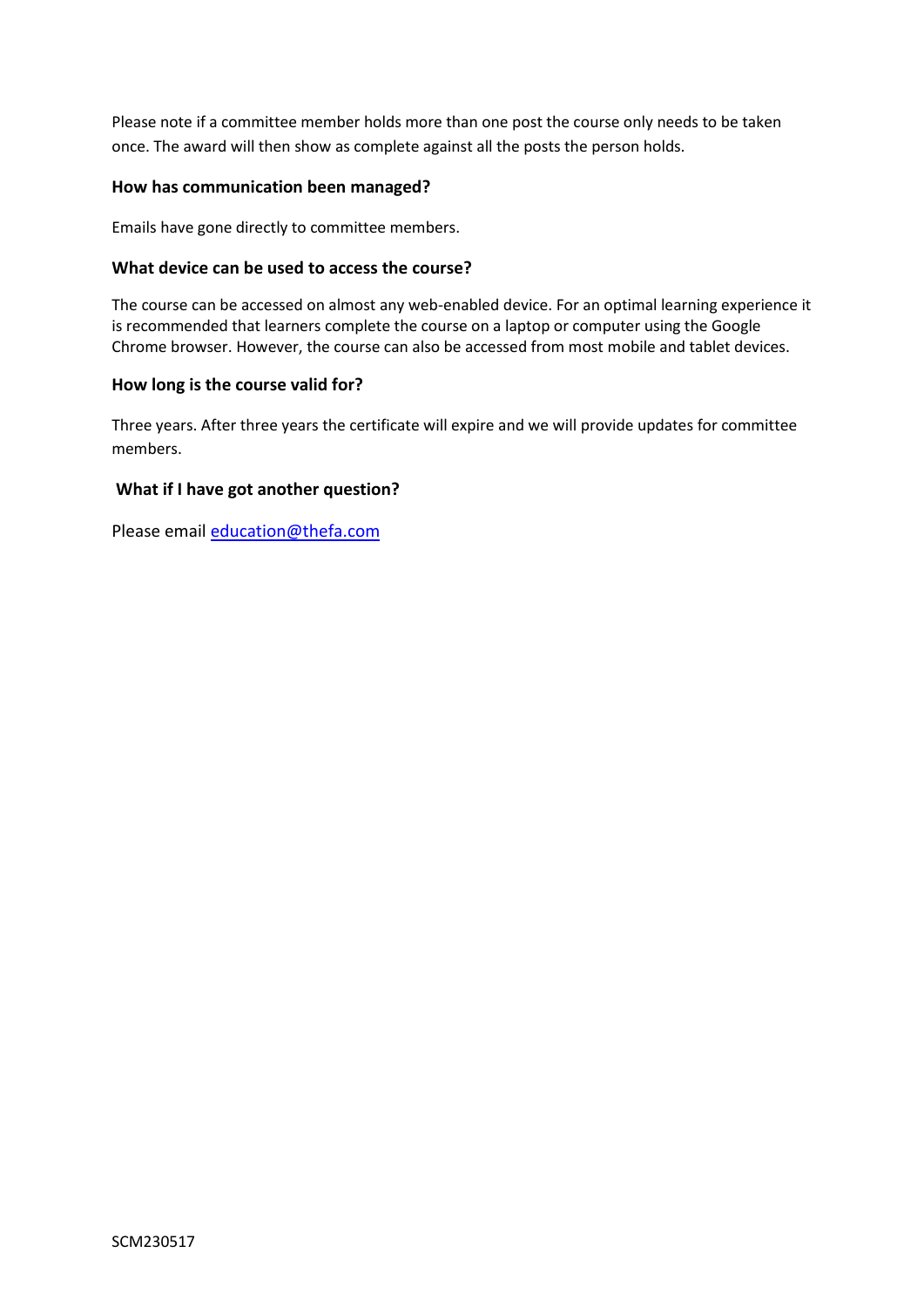Please note if a committee member holds more than one post the course only needs to be taken once. The award will then show as complete against all the posts the person holds.

**How has communication been managed?**

Emails have gone directly to committee members.

**What device can be used to access the course?**

The course can be accessed on almost any web-enabled device. For an optimal learning experience it is recommended that learners complete the course on a laptop or computer using the Google Chrome browser. However, the course can also be accessed from most mobile and tablet devices.

**How long is the course valid for?**

Three years. After three years the certificate will expire and we will provide updates for committee members.

**What if I have got another question?**

Please email education@thefa.com

SCM230517